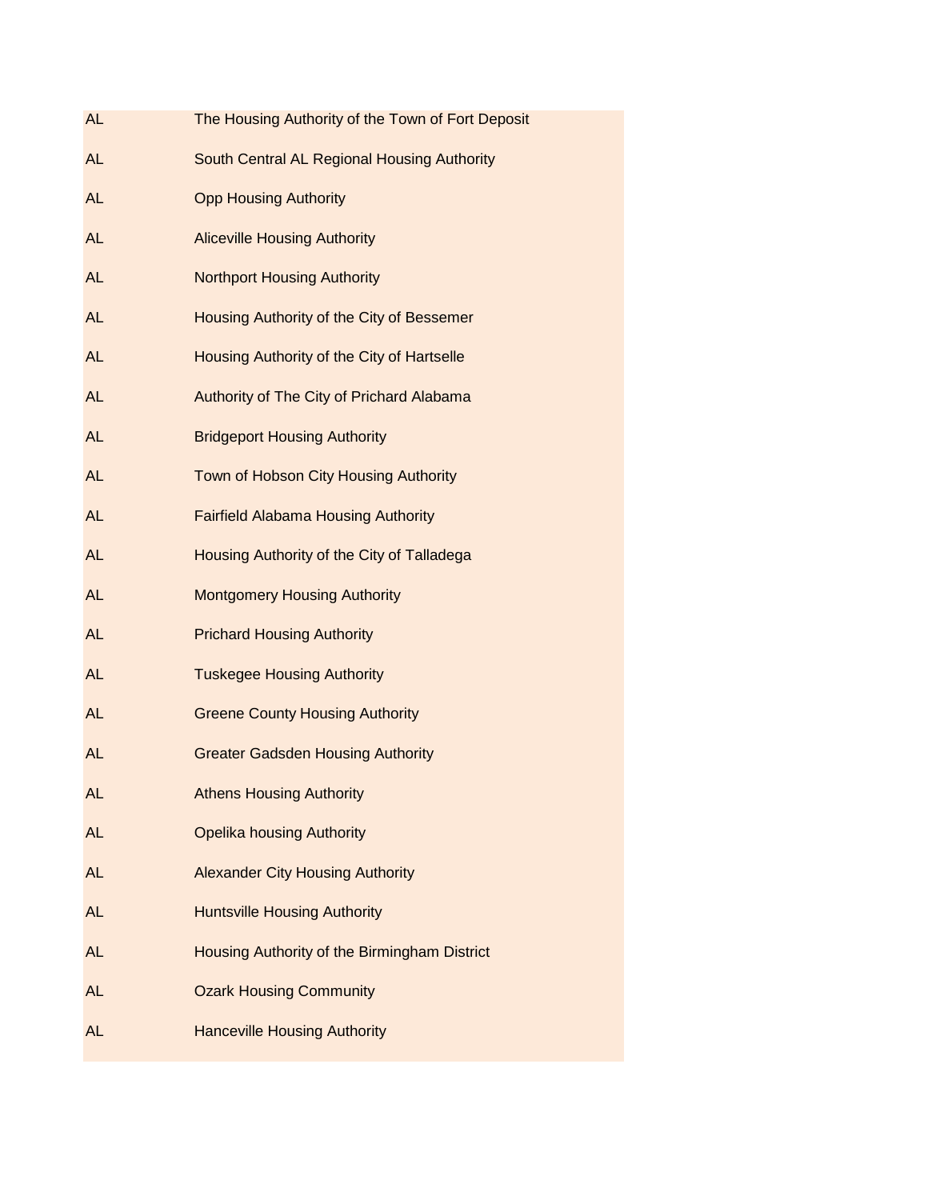| | |
|---|---|
| AL | The Housing Authority of the Town of Fort Deposit |
| AL | South Central AL Regional Housing Authority |
| AL | Opp Housing Authority |
| AL | Aliceville Housing Authority |
| AL | Northport Housing Authority |
| AL | Housing Authority of the City of Bessemer |
| AL | Housing Authority of the City of Hartselle |
| AL | Authority of The City of Prichard Alabama |
| AL | Bridgeport Housing Authority |
| AL | Town of Hobson City Housing Authority |
| AL | Fairfield Alabama Housing Authority |
| AL | Housing Authority of the City of Talladega |
| AL | Montgomery Housing Authority |
| AL | Prichard Housing Authority |
| AL | Tuskegee Housing Authority |
| AL | Greene County Housing Authority |
| AL | Greater Gadsden Housing Authority |
| AL | Athens Housing Authority |
| AL | Opelika housing Authority |
| AL | Alexander City Housing Authority |
| AL | Huntsville Housing Authority |
| AL | Housing Authority of the Birmingham District |
| AL | Ozark Housing Community |
| AL | Hanceville Housing Authority |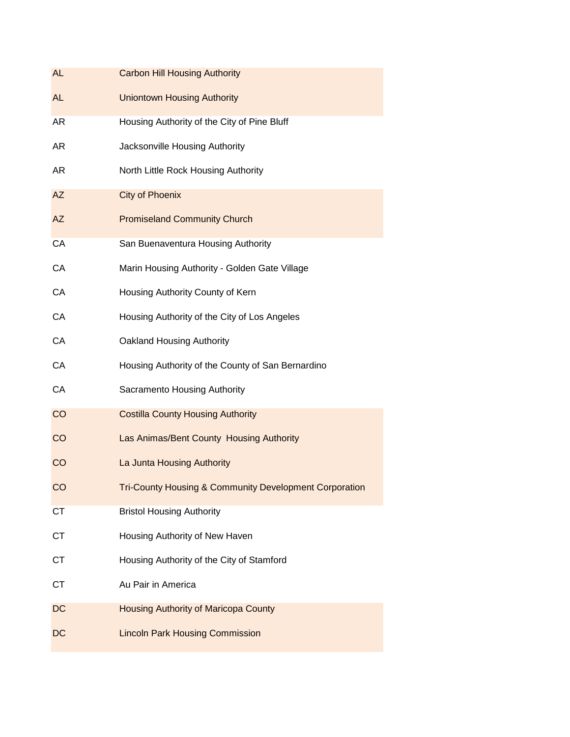| | |
|---|---|
| AL | Carbon Hill Housing Authority |
| AL | Uniontown Housing Authority |
| AR | Housing Authority of the City of Pine Bluff |
| AR | Jacksonville Housing Authority |
| AR | North Little Rock Housing Authority |
| AZ | City of Phoenix |
| AZ | Promiseland Community Church |
| CA | San Buenaventura Housing Authority |
| CA | Marin Housing Authority - Golden Gate Village |
| CA | Housing Authority County of Kern |
| CA | Housing Authority of the City of Los Angeles |
| CA | Oakland Housing Authority |
| CA | Housing Authority of the County of San Bernardino |
| CA | Sacramento Housing Authority |
| CO | Costilla County Housing Authority |
| CO | Las Animas/Bent County Housing Authority |
| CO | La Junta Housing Authority |
| CO | Tri-County Housing & Community Development Corporation |
| CT | Bristol Housing Authority |
| CT | Housing Authority of New Haven |
| CT | Housing Authority of the City of Stamford |
| CT | Au Pair in America |
| DC | Housing Authority of Maricopa County |
| DC | Lincoln Park Housing Commission |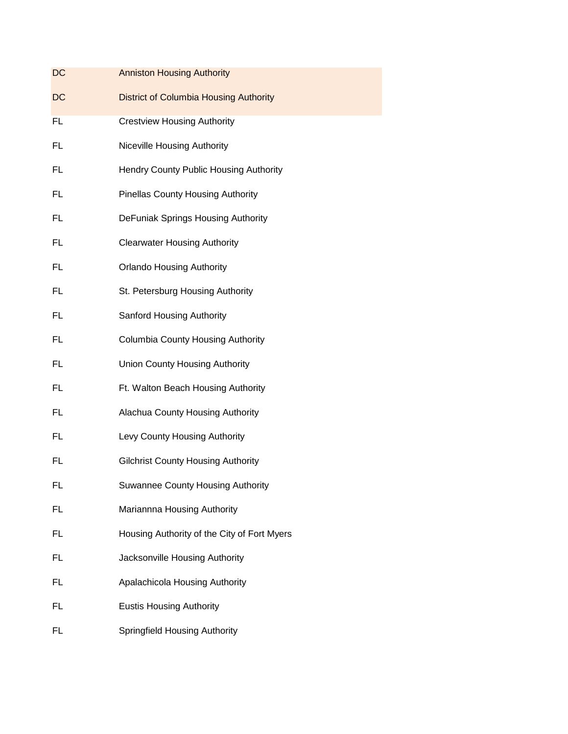| | |
|---|---|
| DC | Anniston Housing Authority |
| DC | District of Columbia Housing Authority |
| FL | Crestview Housing Authority |
| FL | Niceville Housing Authority |
| FL | Hendry County Public Housing Authority |
| FL | Pinellas County Housing Authority |
| FL | DeFuniak Springs Housing Authority |
| FL | Clearwater Housing Authority |
| FL | Orlando Housing Authority |
| FL | St. Petersburg Housing Authority |
| FL | Sanford Housing Authority |
| FL | Columbia County Housing Authority |
| FL | Union County Housing Authority |
| FL | Ft. Walton Beach Housing Authority |
| FL | Alachua County Housing Authority |
| FL | Levy County Housing Authority |
| FL | Gilchrist County Housing Authority |
| FL | Suwannee County Housing Authority |
| FL | Mariannna Housing Authority |
| FL | Housing Authority of the City of Fort Myers |
| FL | Jacksonville Housing Authority |
| FL | Apalachicola Housing Authority |
| FL | Eustis Housing Authority |
| FL | Springfield Housing Authority |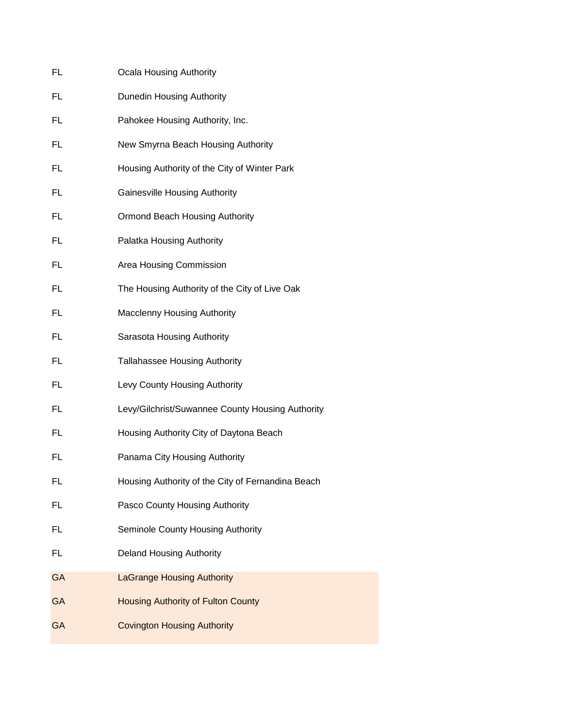| | |
|---|---|
| FL | Ocala Housing Authority |
| FL | Dunedin Housing Authority |
| FL | Pahokee Housing Authority, Inc. |
| FL | New Smyrna Beach Housing Authority |
| FL | Housing Authority of the City of Winter Park |
| FL | Gainesville Housing Authority |
| FL | Ormond Beach Housing Authority |
| FL | Palatka Housing Authority |
| FL | Area Housing Commission |
| FL | The Housing Authority of the City of Live Oak |
| FL | Macclenny Housing Authority |
| FL | Sarasota Housing Authority |
| FL | Tallahassee Housing Authority |
| FL | Levy County Housing Authority |
| FL | Levy/Gilchrist/Suwannee County Housing Authority |
| FL | Housing Authority City of Daytona Beach |
| FL | Panama City Housing Authority |
| FL | Housing Authority of the City of Fernandina Beach |
| FL | Pasco County Housing Authority |
| FL | Seminole County Housing Authority |
| FL | Deland Housing Authority |
| GA | LaGrange Housing Authority |
| GA | Housing Authority of Fulton County |
| GA | Covington Housing Authority |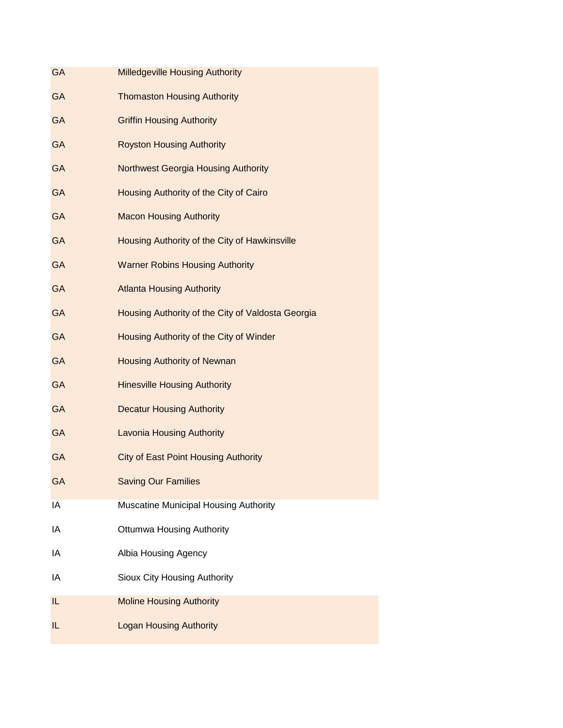| | |
|---|---|
| GA | Milledgeville Housing Authority |
| GA | Thomaston Housing Authority |
| GA | Griffin Housing Authority |
| GA | Royston Housing Authority |
| GA | Northwest Georgia Housing Authority |
| GA | Housing Authority of the City of Cairo |
| GA | Macon Housing Authority |
| GA | Housing Authority of the City of Hawkinsville |
| GA | Warner Robins Housing Authority |
| GA | Atlanta Housing Authority |
| GA | Housing Authority of the City of Valdosta Georgia |
| GA | Housing Authority of the City of Winder |
| GA | Housing Authority of Newnan |
| GA | Hinesville Housing Authority |
| GA | Decatur Housing Authority |
| GA | Lavonia Housing Authority |
| GA | City of East Point Housing Authority |
| GA | Saving Our Families |
| IA | Muscatine Municipal Housing Authority |
| IA | Ottumwa Housing Authority |
| IA | Albia Housing Agency |
| IA | Sioux City Housing Authority |
| IL | Moline Housing Authority |
| IL | Logan Housing Authority |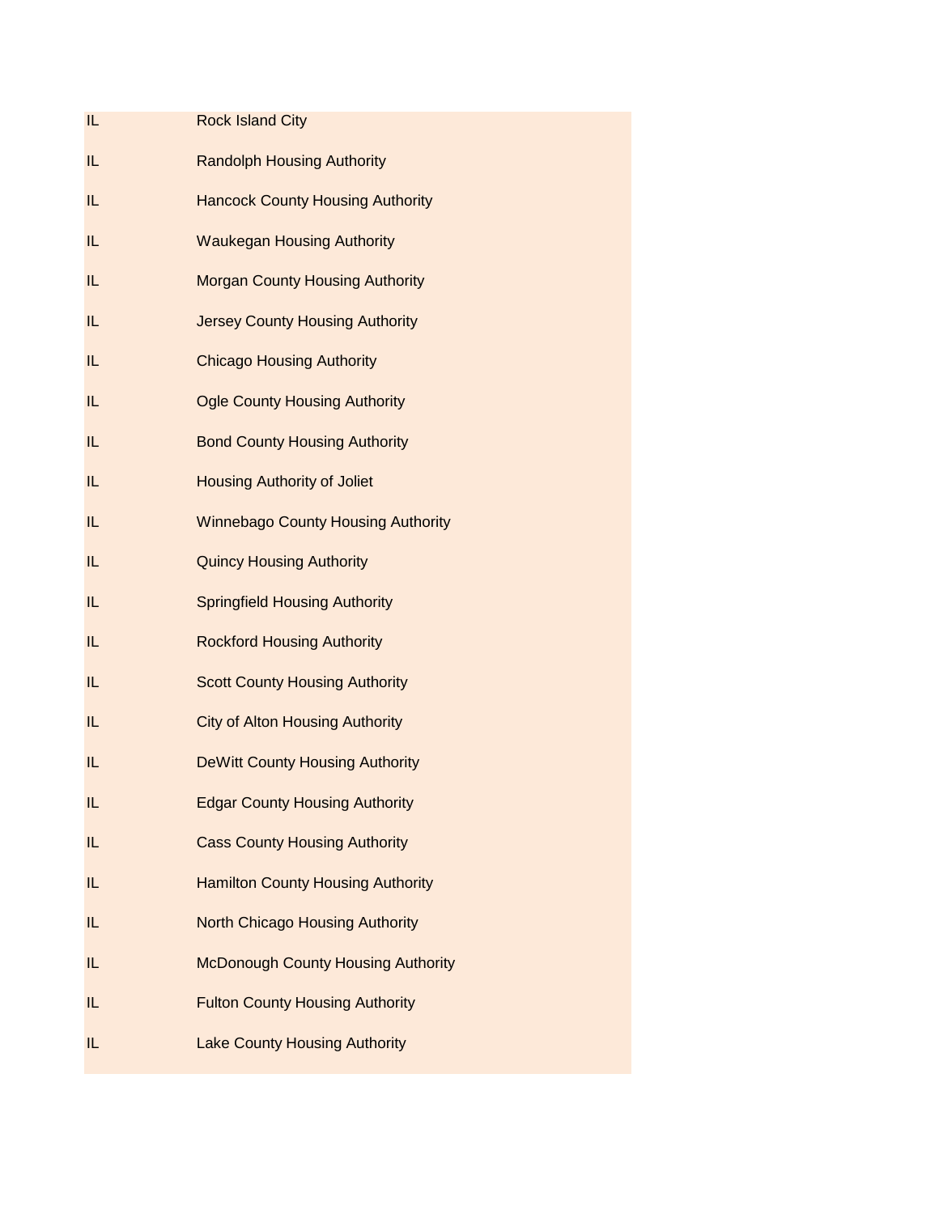| | |
|---|---|
| IL | Rock Island City |
| IL | Randolph Housing Authority |
| IL | Hancock County Housing Authority |
| IL | Waukegan Housing Authority |
| IL | Morgan County Housing Authority |
| IL | Jersey County Housing Authority |
| IL | Chicago Housing Authority |
| IL | Ogle County Housing Authority |
| IL | Bond County Housing Authority |
| IL | Housing Authority of Joliet |
| IL | Winnebago County Housing Authority |
| IL | Quincy Housing Authority |
| IL | Springfield Housing Authority |
| IL | Rockford Housing Authority |
| IL | Scott County Housing Authority |
| IL | City of Alton Housing Authority |
| IL | DeWitt County Housing Authority |
| IL | Edgar County Housing Authority |
| IL | Cass County Housing Authority |
| IL | Hamilton County Housing Authority |
| IL | North Chicago Housing Authority |
| IL | McDonough County Housing Authority |
| IL | Fulton County Housing Authority |
| IL | Lake County Housing Authority |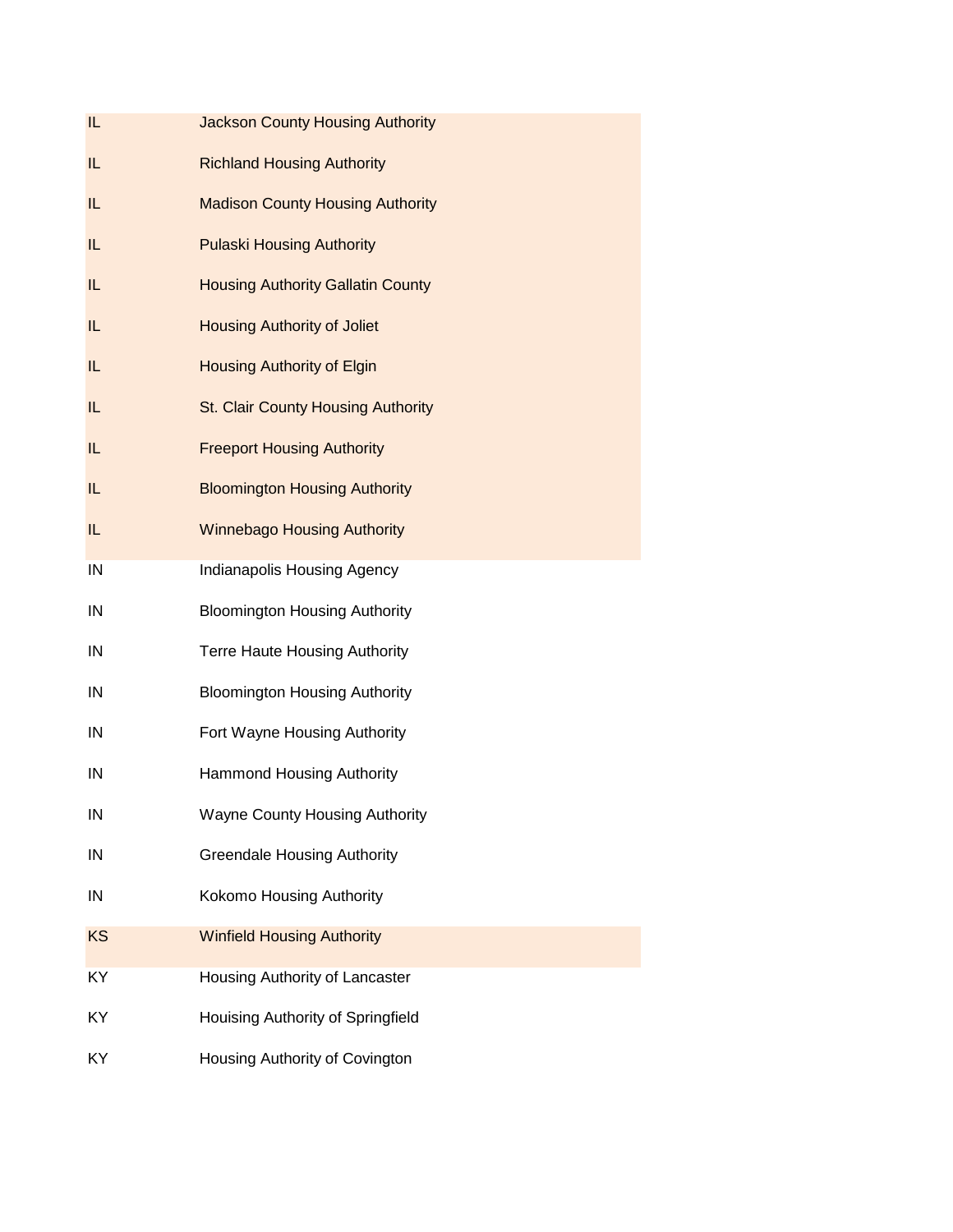| | |
|---|---|
| IL | Jackson County Housing Authority |
| IL | Richland Housing Authority |
| IL | Madison County Housing Authority |
| IL | Pulaski Housing Authority |
| IL | Housing Authority Gallatin County |
| IL | Housing Authority of Joliet |
| IL | Housing Authority of Elgin |
| IL | St. Clair County Housing Authority |
| IL | Freeport Housing Authority |
| IL | Bloomington Housing Authority |
| IL | Winnebago Housing Authority |
| IN | Indianapolis Housing Agency |
| IN | Bloomington Housing Authority |
| IN | Terre Haute Housing Authority |
| IN | Bloomington Housing Authority |
| IN | Fort Wayne Housing Authority |
| IN | Hammond Housing Authority |
| IN | Wayne County Housing Authority |
| IN | Greendale Housing Authority |
| IN | Kokomo Housing Authority |
| KS | Winfield Housing Authority |
| KY | Housing Authority of Lancaster |
| KY | Houising Authority of Springfield |
| KY | Housing Authority of Covington |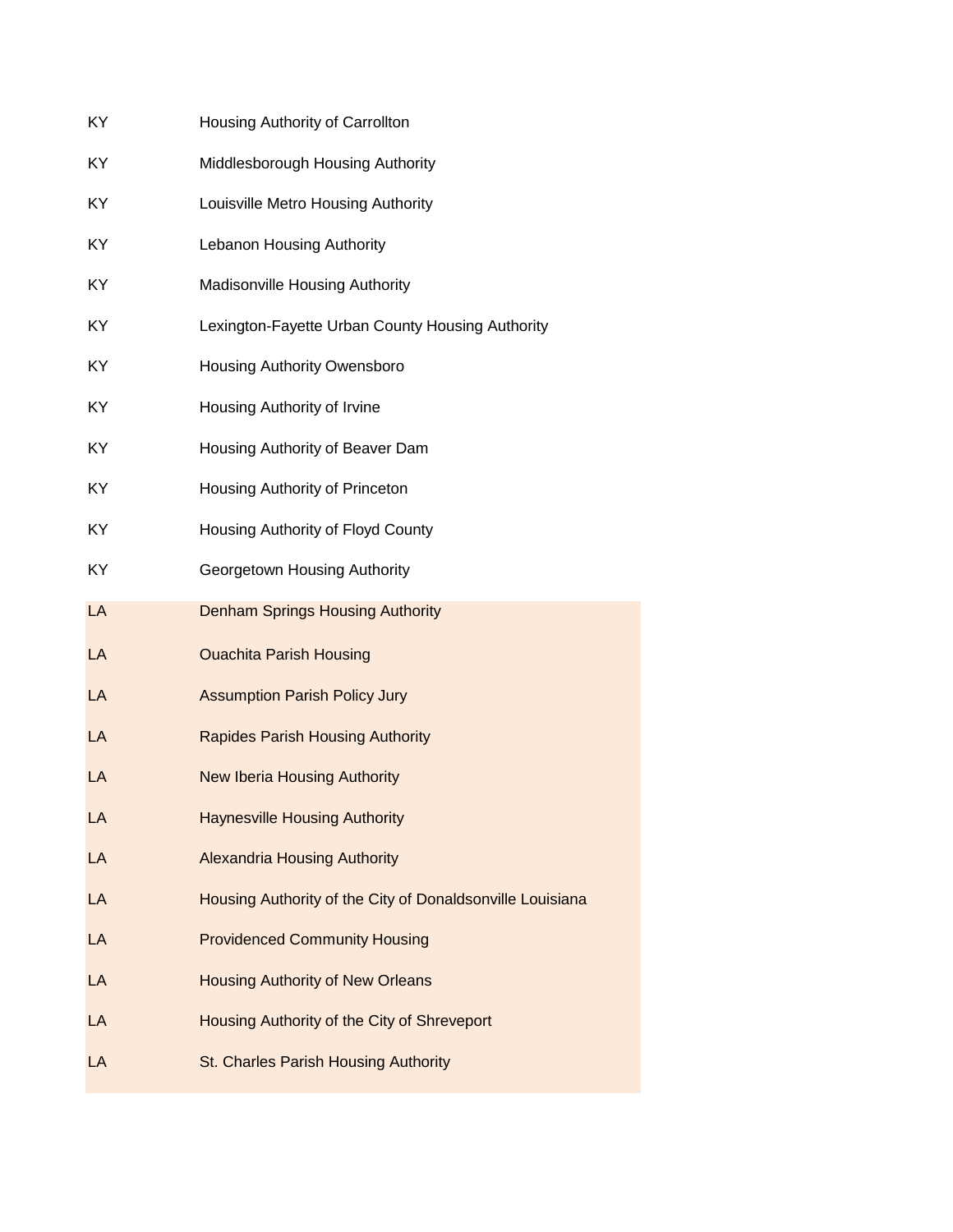| | |
|---|---|
| KY | Housing Authority of Carrollton |
| KY | Middlesborough Housing Authority |
| KY | Louisville Metro Housing Authority |
| KY | Lebanon Housing Authority |
| KY | Madisonville Housing Authority |
| KY | Lexington-Fayette Urban County Housing Authority |
| KY | Housing Authority Owensboro |
| KY | Housing Authority of Irvine |
| KY | Housing Authority of Beaver Dam |
| KY | Housing Authority of Princeton |
| KY | Housing Authority of Floyd County |
| KY | Georgetown Housing Authority |
| LA | Denham Springs Housing Authority |
| LA | Ouachita Parish Housing |
| LA | Assumption Parish Policy Jury |
| LA | Rapides Parish Housing Authority |
| LA | New Iberia Housing Authority |
| LA | Haynesville Housing Authority |
| LA | Alexandria Housing Authority |
| LA | Housing Authority of the City of Donaldsonville Louisiana |
| LA | Providenced Community Housing |
| LA | Housing Authority of New Orleans |
| LA | Housing Authority of the City of Shreveport |
| LA | St. Charles Parish Housing Authority |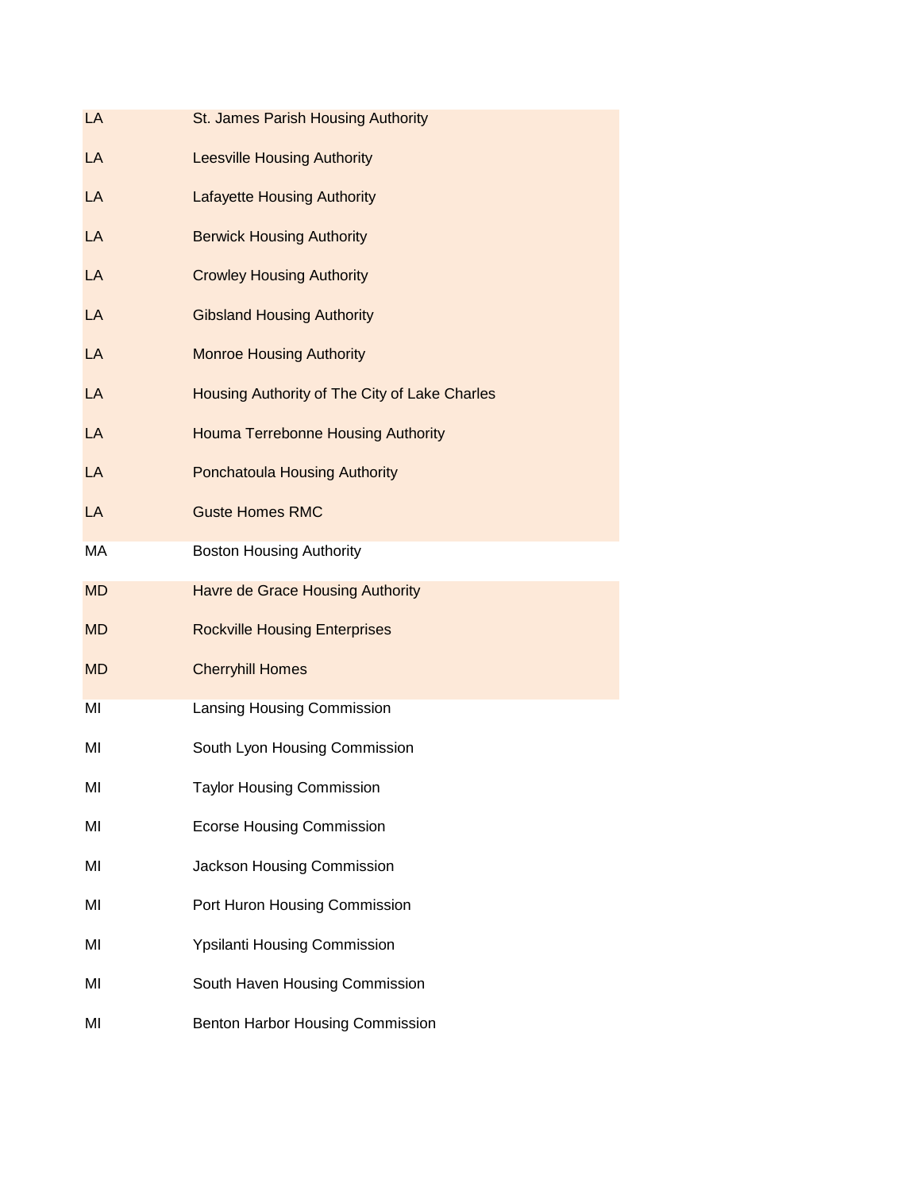| | |
|---|---|
| LA | St. James Parish Housing Authority |
| LA | Leesville Housing Authority |
| LA | Lafayette Housing Authority |
| LA | Berwick Housing Authority |
| LA | Crowley Housing Authority |
| LA | Gibsland Housing Authority |
| LA | Monroe Housing Authority |
| LA | Housing Authority of The City of Lake Charles |
| LA | Houma Terrebonne Housing Authority |
| LA | Ponchatoula Housing Authority |
| LA | Guste Homes RMC |
| MA | Boston Housing Authority |
| MD | Havre de Grace Housing Authority |
| MD | Rockville Housing Enterprises |
| MD | Cherryhill Homes |
| MI | Lansing Housing Commission |
| MI | South Lyon Housing Commission |
| MI | Taylor Housing Commission |
| MI | Ecorse Housing Commission |
| MI | Jackson Housing Commission |
| MI | Port Huron Housing Commission |
| MI | Ypsilanti Housing Commission |
| MI | South Haven Housing Commission |
| MI | Benton Harbor Housing Commission |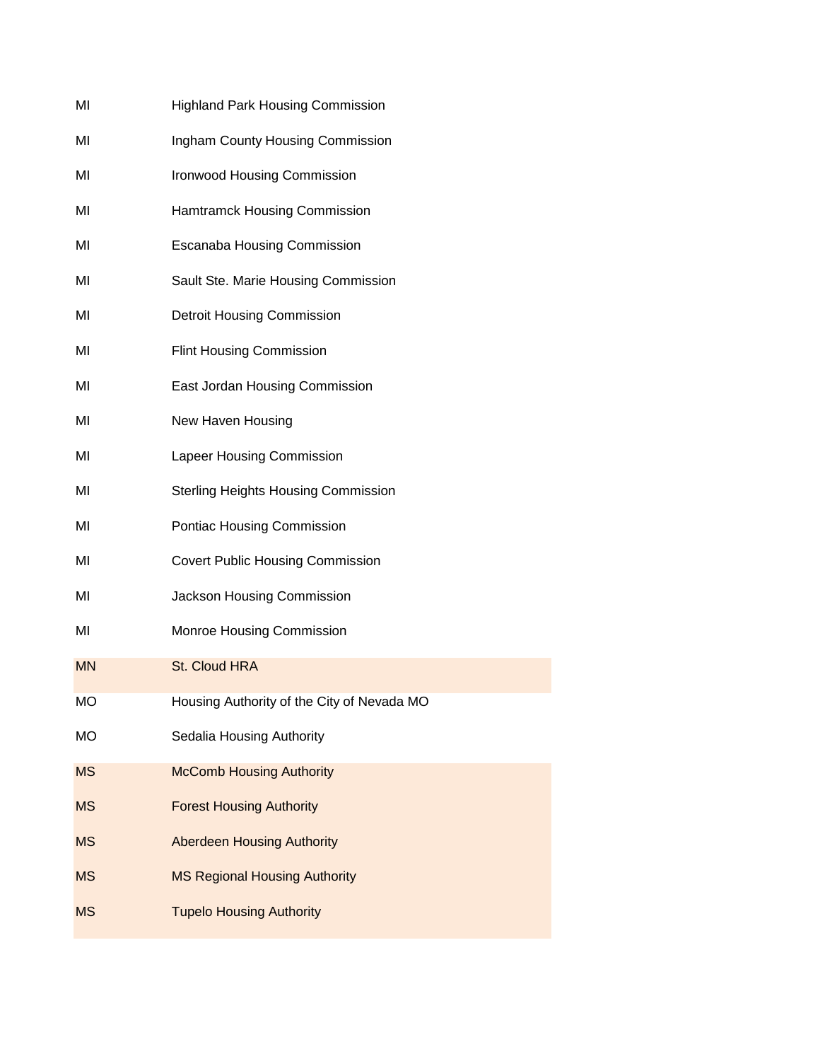| | |
|---|---|
| MI | Highland Park Housing Commission |
| MI | Ingham County Housing Commission |
| MI | Ironwood Housing Commission |
| MI | Hamtramck Housing Commission |
| MI | Escanaba Housing Commission |
| MI | Sault Ste. Marie Housing Commission |
| MI | Detroit Housing Commission |
| MI | Flint Housing Commission |
| MI | East Jordan Housing Commission |
| MI | New Haven Housing |
| MI | Lapeer Housing Commission |
| MI | Sterling Heights Housing Commission |
| MI | Pontiac Housing Commission |
| MI | Covert Public Housing Commission |
| MI | Jackson Housing Commission |
| MI | Monroe Housing Commission |
| MN | St. Cloud HRA |
| MO | Housing Authority of the City of Nevada MO |
| MO | Sedalia Housing Authority |
| MS | McComb Housing Authority |
| MS | Forest Housing Authority |
| MS | Aberdeen Housing Authority |
| MS | MS Regional Housing Authority |
| MS | Tupelo Housing Authority |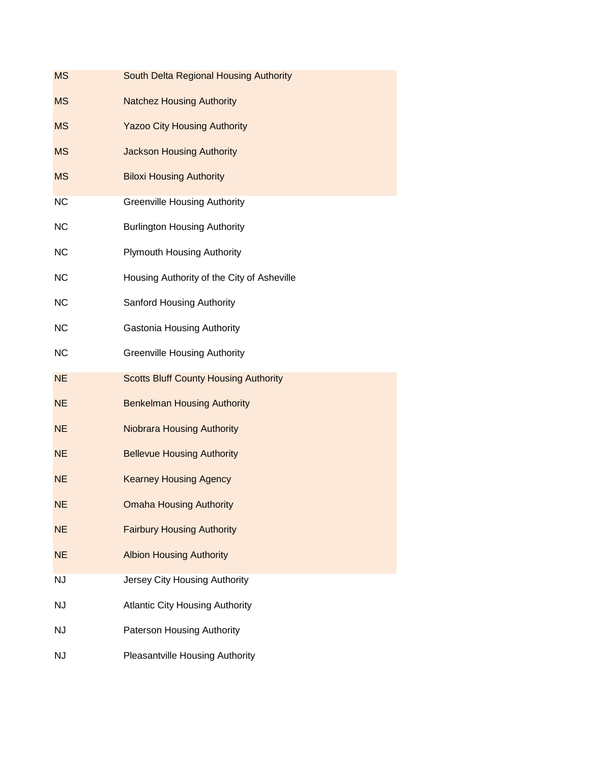| | |
|---|---|
| MS | South Delta Regional Housing Authority |
| MS | Natchez Housing Authority |
| MS | Yazoo City Housing Authority |
| MS | Jackson Housing Authority |
| MS | Biloxi Housing Authority |
| NC | Greenville Housing Authority |
| NC | Burlington Housing Authority |
| NC | Plymouth Housing Authority |
| NC | Housing Authority of the City of Asheville |
| NC | Sanford Housing Authority |
| NC | Gastonia Housing Authority |
| NC | Greenville Housing Authority |
| NE | Scotts Bluff County Housing Authority |
| NE | Benkelman Housing Authority |
| NE | Niobrara Housing Authority |
| NE | Bellevue Housing Authority |
| NE | Kearney Housing Agency |
| NE | Omaha Housing Authority |
| NE | Fairbury Housing Authority |
| NE | Albion Housing Authority |
| NJ | Jersey City Housing Authority |
| NJ | Atlantic City Housing Authority |
| NJ | Paterson Housing Authority |
| NJ | Pleasantville Housing Authority |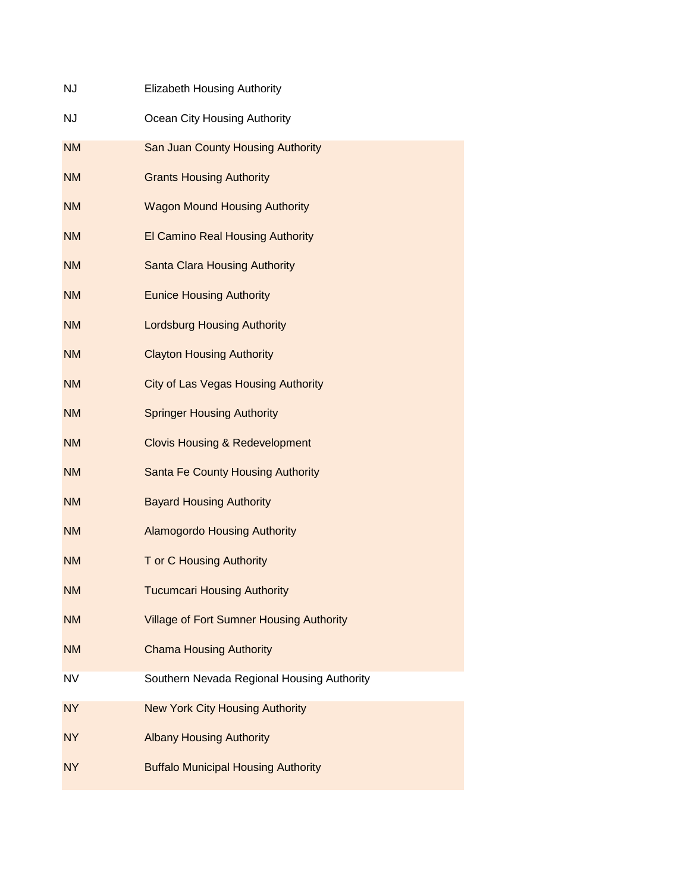| | |
|---|---|
| NJ | Elizabeth Housing Authority |
| NJ | Ocean City Housing Authority |
| NM | San Juan County Housing Authority |
| NM | Grants Housing Authority |
| NM | Wagon Mound Housing Authority |
| NM | El Camino Real Housing Authority |
| NM | Santa Clara Housing Authority |
| NM | Eunice Housing Authority |
| NM | Lordsburg Housing Authority |
| NM | Clayton Housing Authority |
| NM | City of Las Vegas Housing Authority |
| NM | Springer Housing Authority |
| NM | Clovis Housing & Redevelopment |
| NM | Santa Fe County Housing Authority |
| NM | Bayard Housing Authority |
| NM | Alamogordo Housing Authority |
| NM | T or C Housing Authority |
| NM | Tucumcari Housing Authority |
| NM | Village of Fort Sumner Housing Authority |
| NM | Chama Housing Authority |
| NV | Southern Nevada Regional Housing Authority |
| NY | New York City Housing Authority |
| NY | Albany Housing Authority |
| NY | Buffalo Municipal Housing Authority |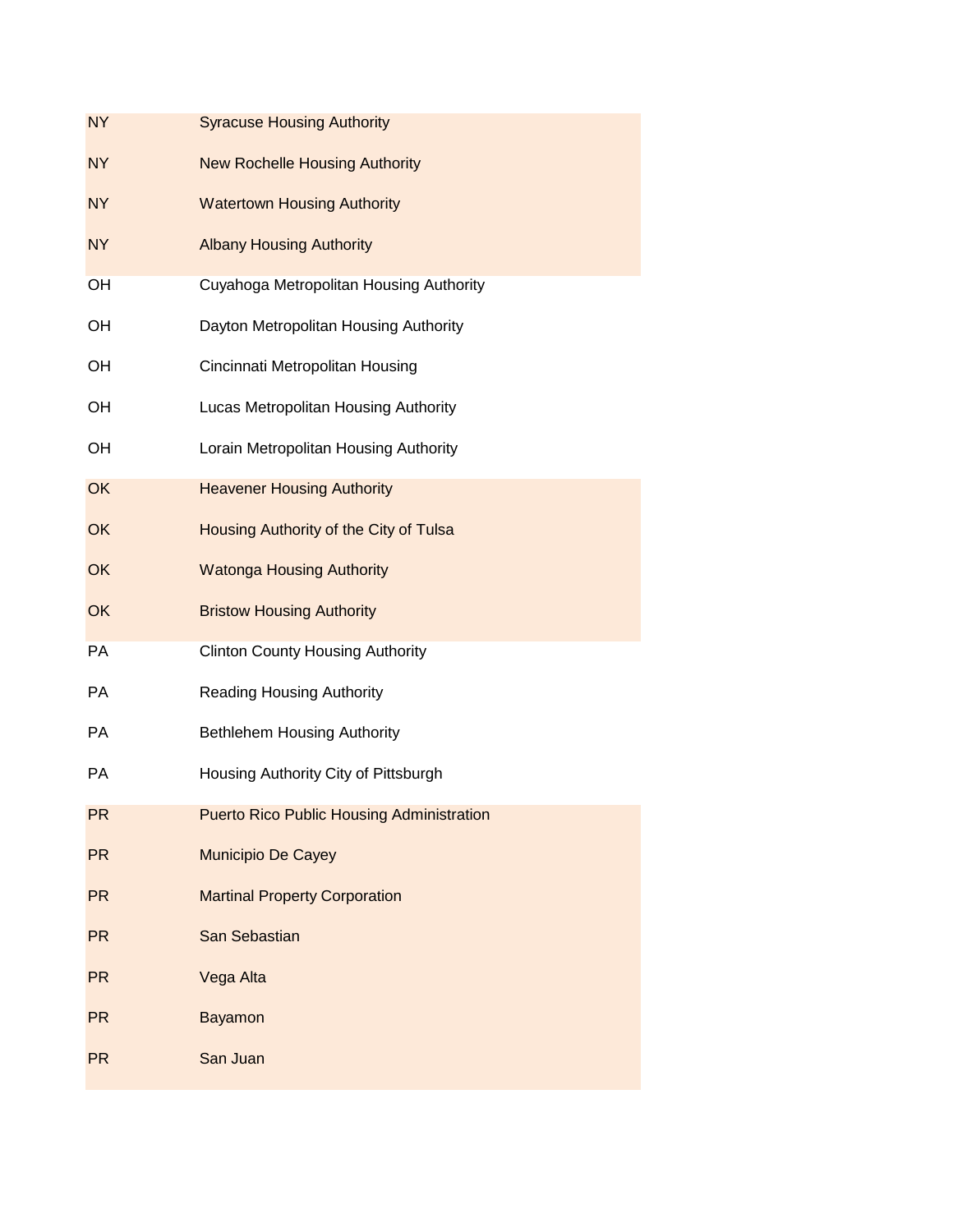| | |
|---|---|
| NY | Syracuse Housing Authority |
| NY | New Rochelle Housing Authority |
| NY | Watertown Housing Authority |
| NY | Albany Housing Authority |
| OH | Cuyahoga Metropolitan Housing Authority |
| OH | Dayton Metropolitan Housing Authority |
| OH | Cincinnati Metropolitan Housing |
| OH | Lucas Metropolitan Housing Authority |
| OH | Lorain Metropolitan Housing Authority |
| OK | Heavener Housing Authority |
| OK | Housing Authority of the City of Tulsa |
| OK | Watonga Housing Authority |
| OK | Bristow Housing Authority |
| PA | Clinton County Housing Authority |
| PA | Reading Housing Authority |
| PA | Bethlehem Housing Authority |
| PA | Housing Authority City of Pittsburgh |
| PR | Puerto Rico Public Housing Administration |
| PR | Municipio De Cayey |
| PR | Martinal Property Corporation |
| PR | San Sebastian |
| PR | Vega Alta |
| PR | Bayamon |
| PR | San Juan |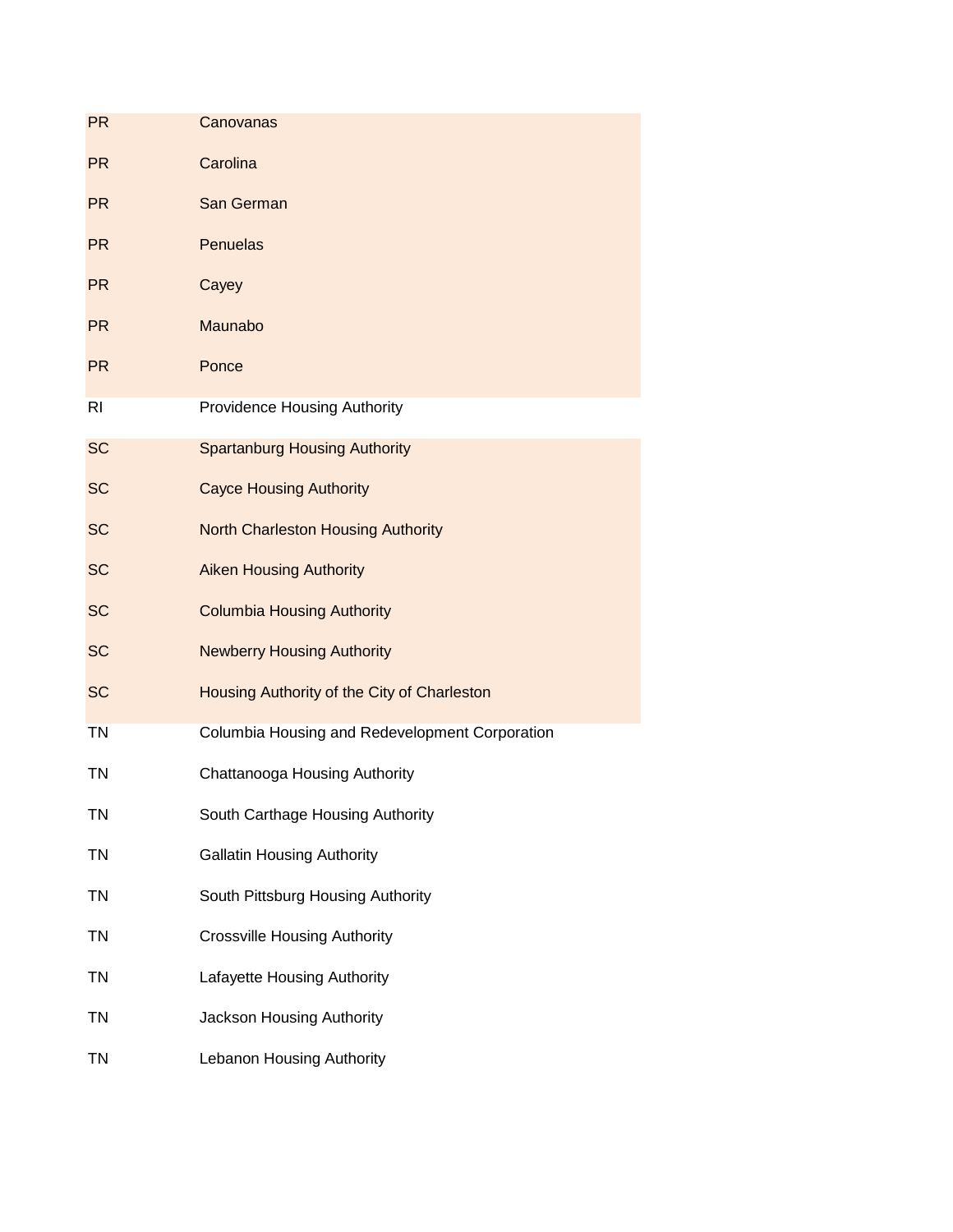| | |
|---|---|
| PR | Canovanas |
| PR | Carolina |
| PR | San German |
| PR | Penuelas |
| PR | Cayey |
| PR | Maunabo |
| PR | Ponce |
| RI | Providence Housing Authority |
| SC | Spartanburg Housing Authority |
| SC | Cayce Housing Authority |
| SC | North Charleston Housing Authority |
| SC | Aiken Housing Authority |
| SC | Columbia Housing Authority |
| SC | Newberry Housing Authority |
| SC | Housing Authority of the City of Charleston |
| TN | Columbia Housing and Redevelopment Corporation |
| TN | Chattanooga Housing Authority |
| TN | South Carthage Housing Authority |
| TN | Gallatin Housing Authority |
| TN | South Pittsburg Housing Authority |
| TN | Crossville Housing Authority |
| TN | Lafayette Housing Authority |
| TN | Jackson Housing Authority |
| TN | Lebanon Housing Authority |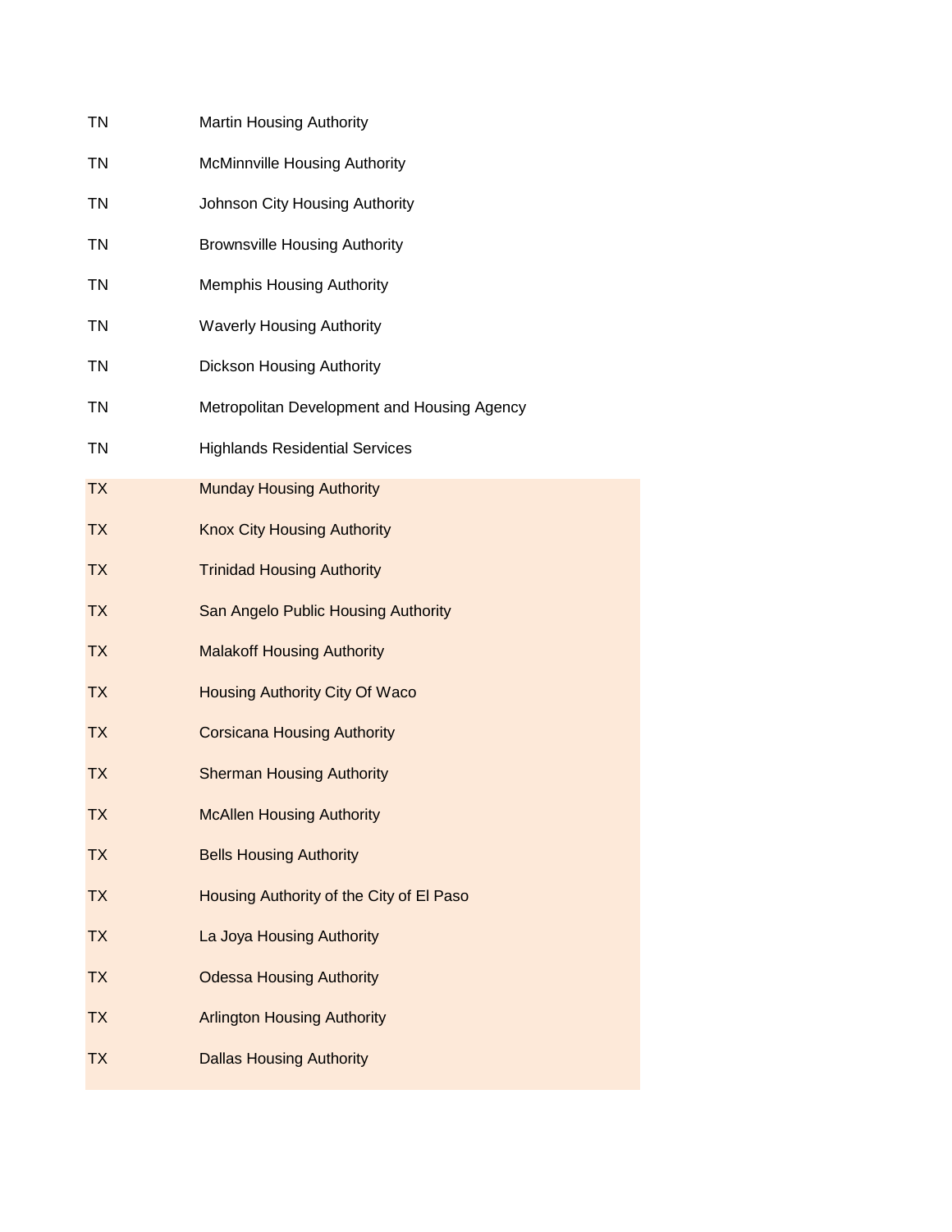| | |
|---|---|
| TN | Martin Housing Authority |
| TN | McMinnville Housing Authority |
| TN | Johnson City Housing Authority |
| TN | Brownsville Housing Authority |
| TN | Memphis Housing Authority |
| TN | Waverly Housing Authority |
| TN | Dickson Housing Authority |
| TN | Metropolitan Development and Housing Agency |
| TN | Highlands Residential Services |
| TX | Munday Housing Authority |
| TX | Knox City Housing Authority |
| TX | Trinidad Housing Authority |
| TX | San Angelo Public Housing Authority |
| TX | Malakoff Housing Authority |
| TX | Housing Authority City Of Waco |
| TX | Corsicana Housing Authority |
| TX | Sherman Housing Authority |
| TX | McAllen Housing Authority |
| TX | Bells Housing Authority |
| TX | Housing Authority of the City of El Paso |
| TX | La Joya Housing Authority |
| TX | Odessa Housing Authority |
| TX | Arlington Housing Authority |
| TX | Dallas Housing Authority |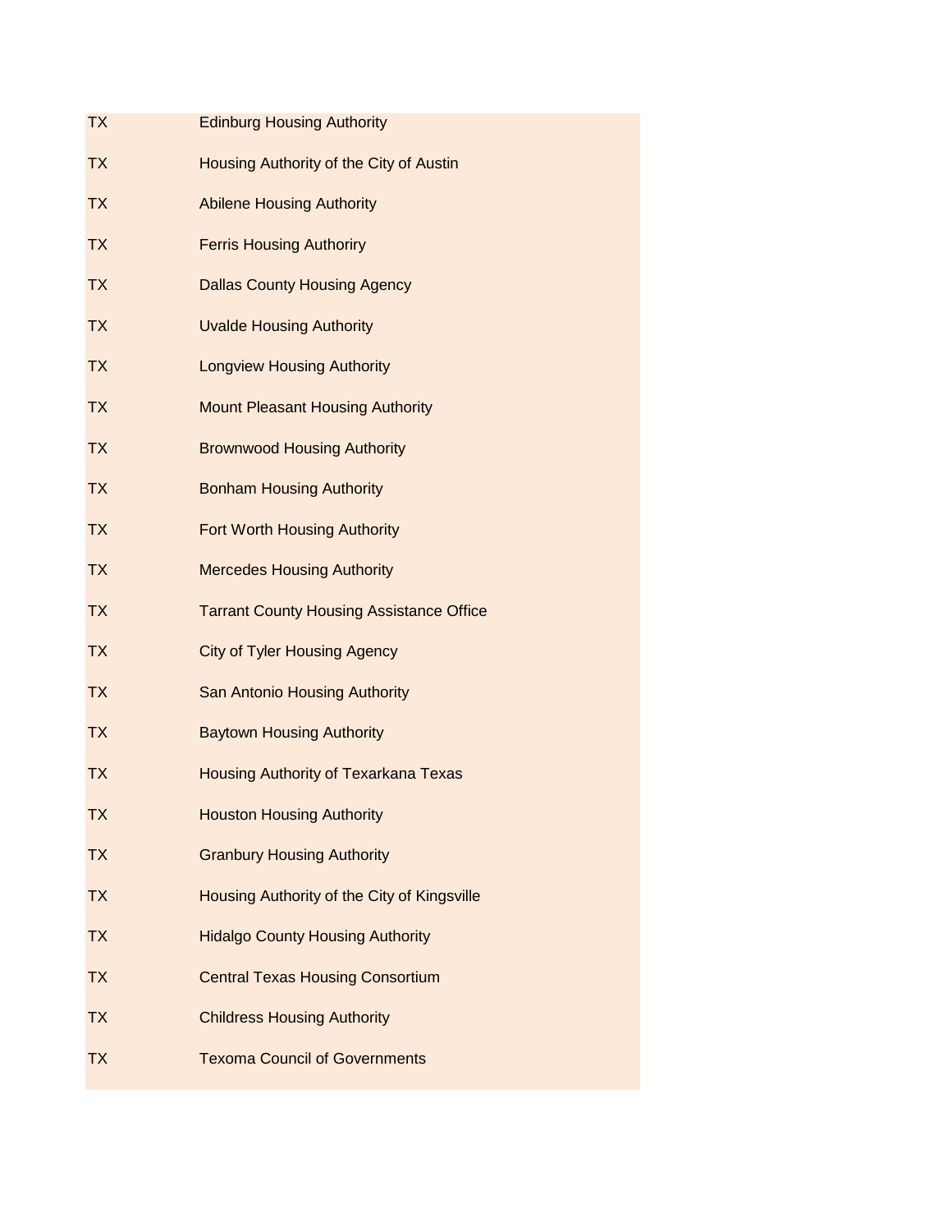| | |
|---|---|
| TX | Edinburg Housing Authority |
| TX | Housing Authority of the City of Austin |
| TX | Abilene Housing Authority |
| TX | Ferris Housing Authoriry |
| TX | Dallas County Housing Agency |
| TX | Uvalde Housing Authority |
| TX | Longview Housing Authority |
| TX | Mount Pleasant Housing Authority |
| TX | Brownwood Housing Authority |
| TX | Bonham Housing Authority |
| TX | Fort Worth Housing Authority |
| TX | Mercedes Housing Authority |
| TX | Tarrant County Housing Assistance Office |
| TX | City of Tyler Housing Agency |
| TX | San Antonio Housing Authority |
| TX | Baytown Housing Authority |
| TX | Housing Authority of Texarkana Texas |
| TX | Houston Housing Authority |
| TX | Granbury Housing Authority |
| TX | Housing Authority of the City of Kingsville |
| TX | Hidalgo County Housing Authority |
| TX | Central Texas Housing Consortium |
| TX | Childress Housing Authority |
| TX | Texoma Council of Governments |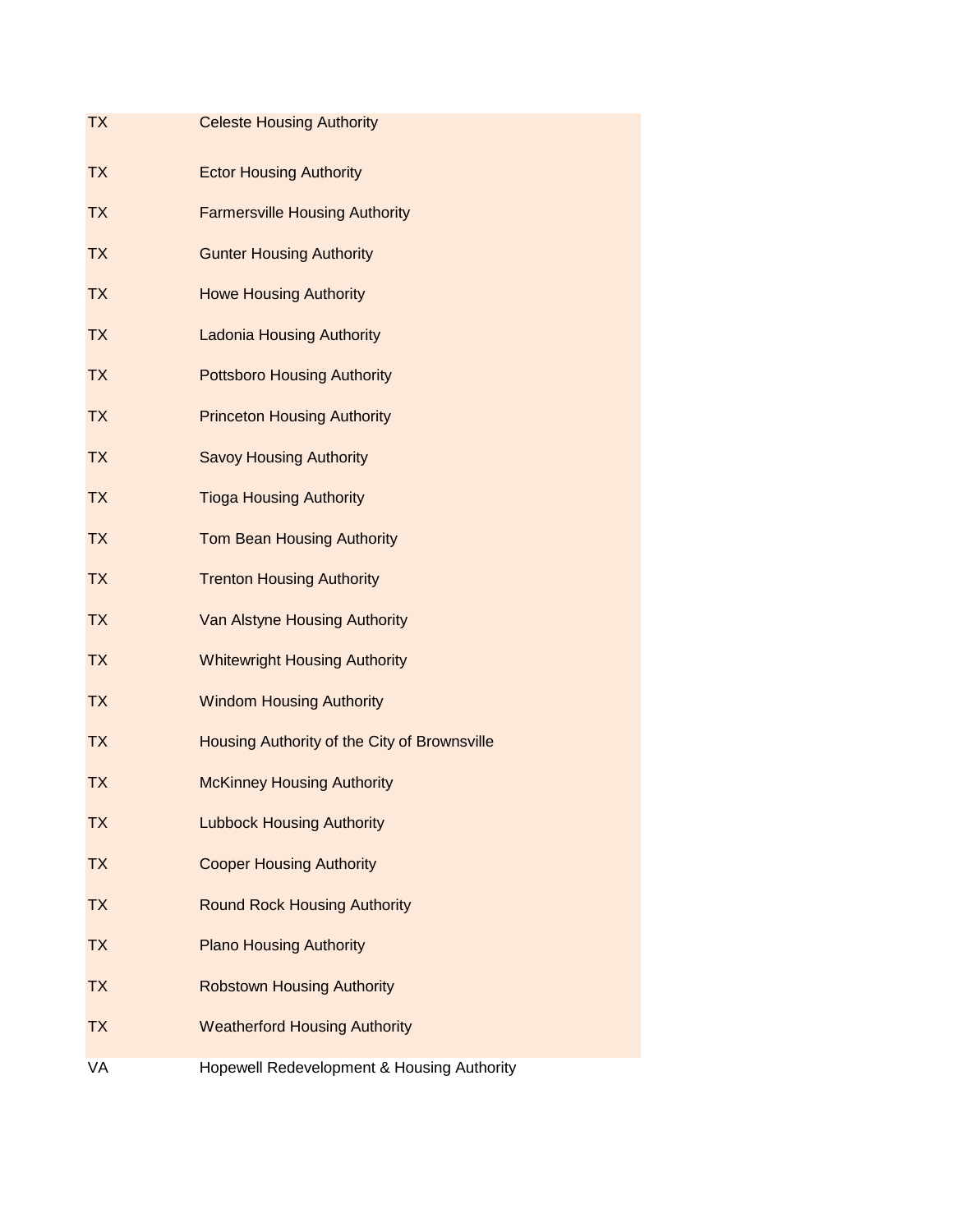| | |
|---|---|
| TX | Celeste Housing Authority |
| TX | Ector Housing Authority |
| TX | Farmersville Housing Authority |
| TX | Gunter Housing Authority |
| TX | Howe Housing Authority |
| TX | Ladonia Housing Authority |
| TX | Pottsboro Housing Authority |
| TX | Princeton Housing Authority |
| TX | Savoy Housing Authority |
| TX | Tioga Housing Authority |
| TX | Tom Bean Housing Authority |
| TX | Trenton Housing Authority |
| TX | Van Alstyne Housing Authority |
| TX | Whitewright Housing Authority |
| TX | Windom Housing Authority |
| TX | Housing Authority of the City of Brownsville |
| TX | McKinney Housing Authority |
| TX | Lubbock Housing Authority |
| TX | Cooper Housing Authority |
| TX | Round Rock Housing Authority |
| TX | Plano Housing Authority |
| TX | Robstown Housing Authority |
| TX | Weatherford Housing Authority |
| VA | Hopewell Redevelopment & Housing Authority |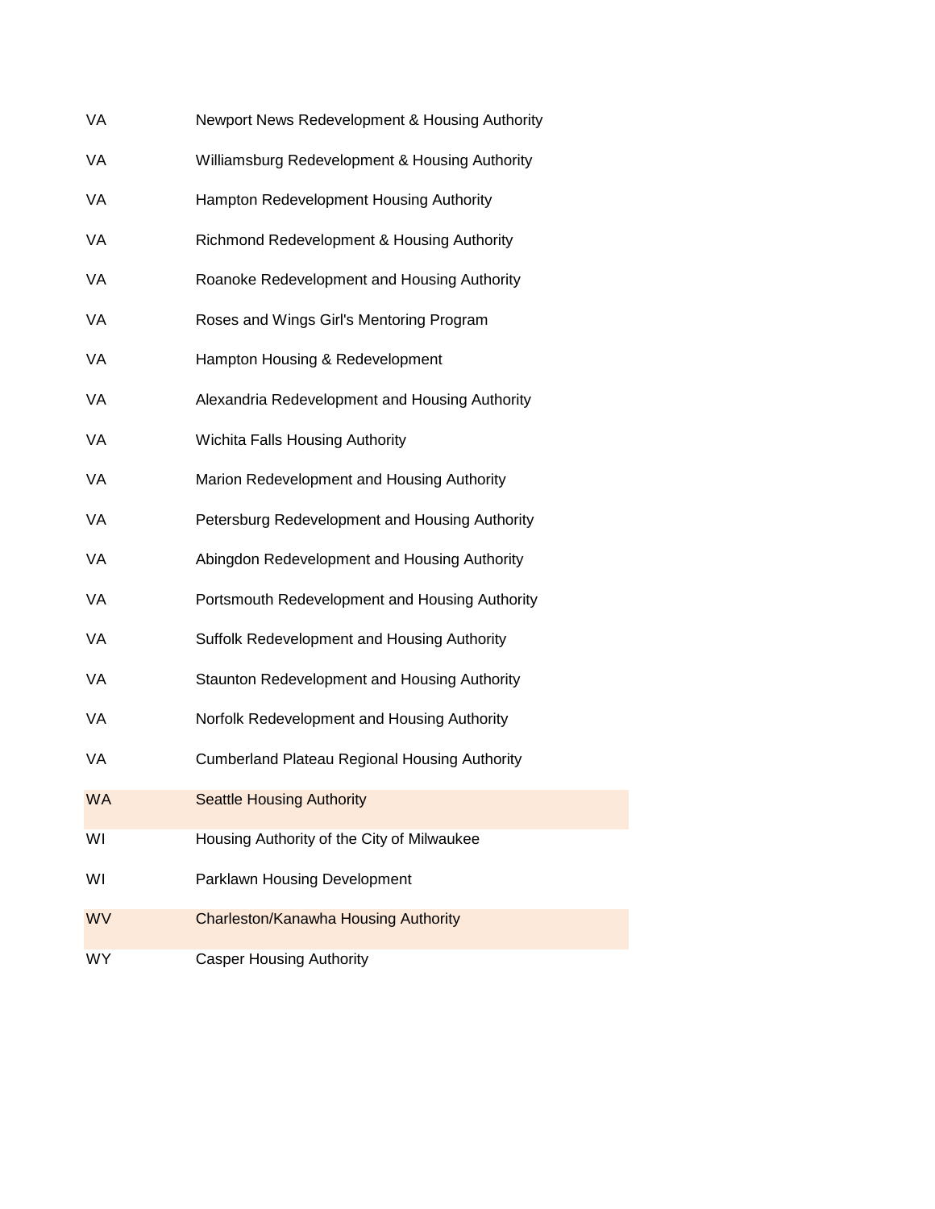| | |
|---|---|
| VA | Newport News Redevelopment & Housing Authority |
| VA | Williamsburg Redevelopment & Housing Authority |
| VA | Hampton Redevelopment Housing Authority |
| VA | Richmond Redevelopment & Housing Authority |
| VA | Roanoke Redevelopment and Housing Authority |
| VA | Roses and Wings Girl's Mentoring Program |
| VA | Hampton Housing & Redevelopment |
| VA | Alexandria Redevelopment and Housing Authority |
| VA | Wichita Falls Housing Authority |
| VA | Marion Redevelopment and Housing Authority |
| VA | Petersburg Redevelopment and Housing Authority |
| VA | Abingdon Redevelopment and Housing Authority |
| VA | Portsmouth Redevelopment and Housing Authority |
| VA | Suffolk Redevelopment and Housing Authority |
| VA | Staunton Redevelopment and Housing Authority |
| VA | Norfolk Redevelopment and Housing Authority |
| VA | Cumberland Plateau Regional Housing Authority |
| WA | Seattle Housing Authority |
| WI | Housing Authority of the City of Milwaukee |
| WI | Parklawn Housing Development |
| WV | Charleston/Kanawha Housing Authority |
| WY | Casper Housing Authority |